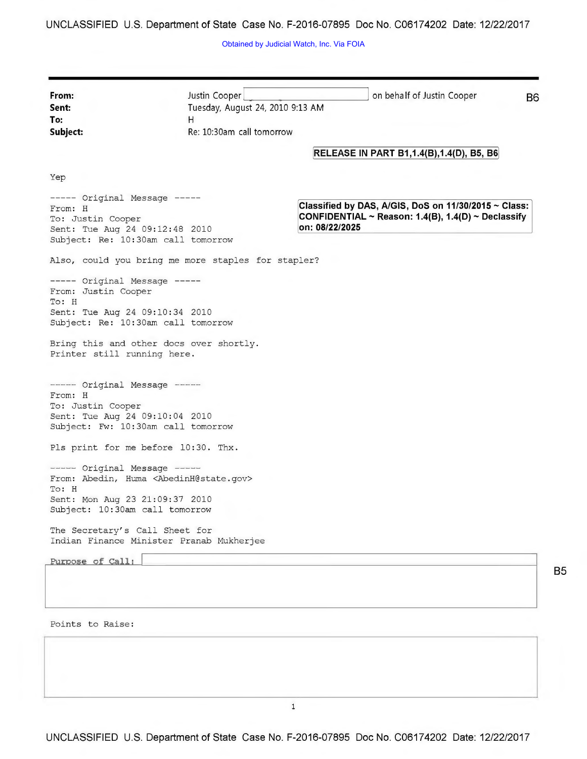Obtained by Judicial Watch, Inc. Via FOIA

| | |
|---|---|
| **From:** | Justin Cooper [redacted] on behalf of Justin Cooper |
| **Sent:** | Tuesday, August 24, 2010 9:13 AM |
| **To:** | H |
| **Subject:** | Re: 10:30am call tomorrow |

B6

**RELEASE IN PART B1,1.4(B),1.4(D), B5, B6**

Yep

**Classified by DAS, A/GIS, DoS on 11/30/2015 ~ Class: CONFIDENTIAL ~ Reason: 1.4(B), 1.4(D) ~ Declassify on: 08/22/2025**

----- Original Message -----
From: H
To: Justin Cooper
Sent: Tue Aug 24 09:12:48 2010
Subject: Re: 10:30am call tomorrow

Also, could you bring me more staples for stapler?

----- Original Message -----
From: Justin Cooper
To: H
Sent: Tue Aug 24 09:10:34 2010
Subject: Re: 10:30am call tomorrow

Bring this and other docs over shortly.
Printer still running here.

----- Original Message -----
From: H
To: Justin Cooper
Sent: Tue Aug 24 09:10:04 2010
Subject: Fw: 10:30am call tomorrow

Pls print for me before 10:30. Thx.

----- Original Message -----
From: Abedin, Huma <AbedinH@state.gov>
To: H
Sent: Mon Aug 23 21:09:37 2010
Subject: 10:30am call tomorrow

The Secretary's Call Sheet for
Indian Finance Minister Pranab Mukherjee

Purpose of Call: [redacted]

B5

Points to Raise:

[redacted]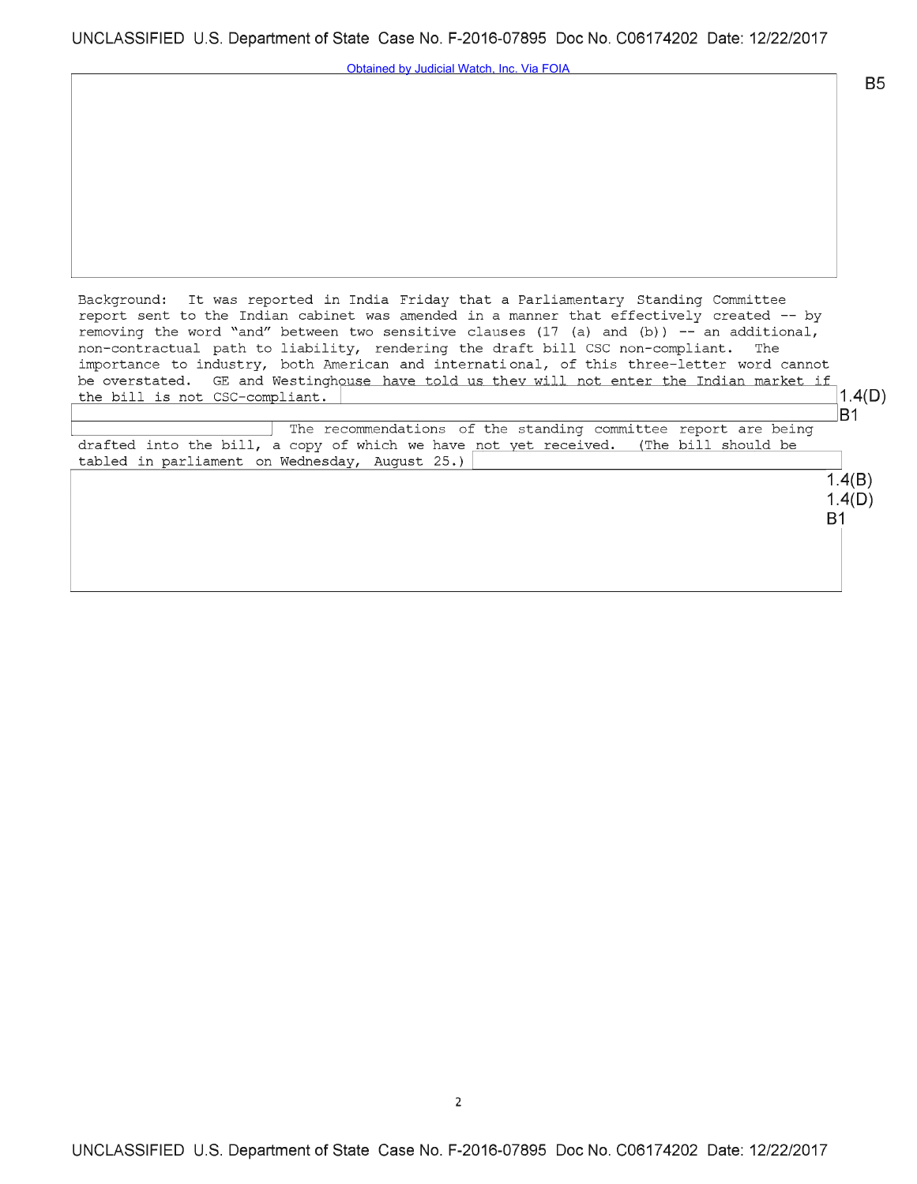B5

Background: It was reported in India Friday that a Parliamentary Standing Committee report sent to the Indian cabinet was amended in a manner that effectively created -- by removing the word "and" between two sensitive clauses (17 (a) and (b)) -- an additional, non-contractual path to liability, rendering the draft bill CSC non-compliant. The importance to industry, both American and international, of this three-letter word cannot be overstated. GE and Westinghouse have told us they will not enter the Indian market if the bill is not CSC-compliant.

1.4(D)
B1

The recommendations of the standing committee report are being drafted into the bill, a copy of which we have not yet received. (The bill should be tabled in parliament on Wednesday, August 25.)

1.4(B)
1.4(D)
B1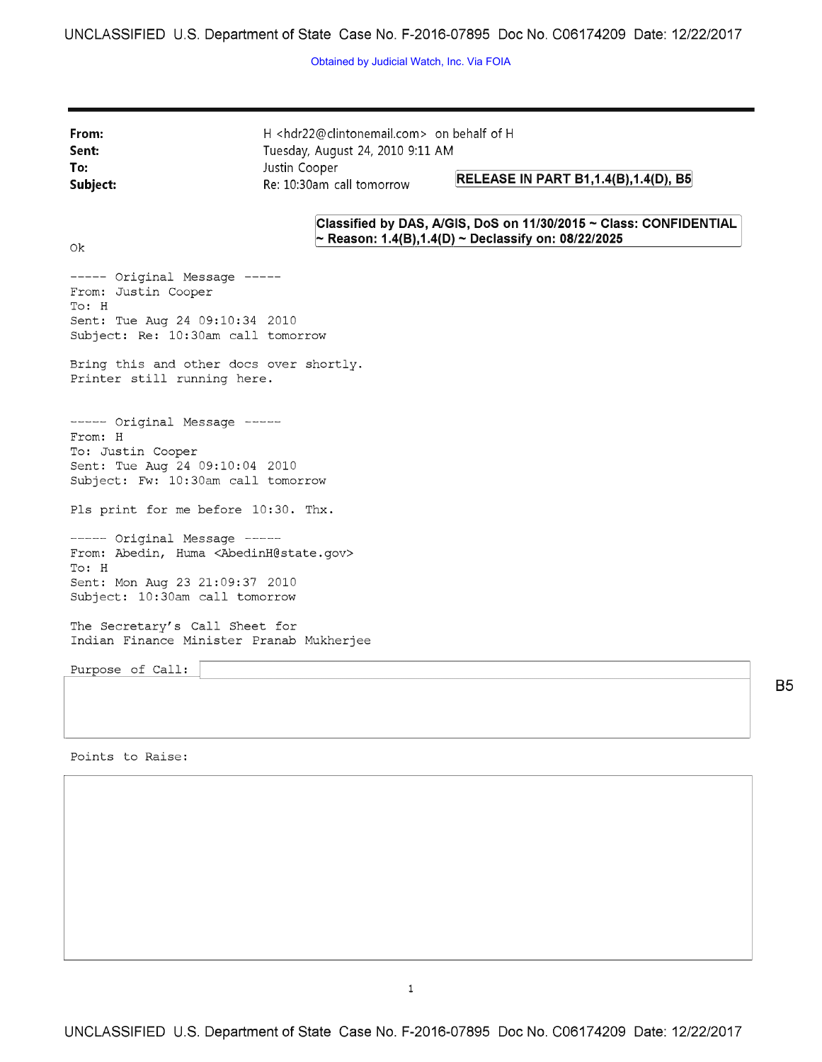UNCLASSIFIED U.S. Department of State Case No. F-2016-07895 Doc No. C06174209 Date: 12/22/2017

Obtained by Judicial Watch, Inc. Via FOIA

---

**From:** H <hdr22@clintonemail.com> on behalf of H
**Sent:** Tuesday, August 24, 2010 9:11 AM
**To:** Justin Cooper
**Subject:** Re: 10:30am call tomorrow

**RELEASE IN PART B1,1.4(B),1.4(D), B5**

**Classified by DAS, A/GIS, DoS on 11/30/2015 ~ Class: CONFIDENTIAL ~ Reason: 1.4(B),1.4(D) ~ Declassify on: 08/22/2025**

Ok

----- Original Message -----
From: Justin Cooper
To: H
Sent: Tue Aug 24 09:10:34 2010
Subject: Re: 10:30am call tomorrow

Bring this and other docs over shortly.
Printer still running here.

----- Original Message -----
From: H
To: Justin Cooper
Sent: Tue Aug 24 09:10:04 2010
Subject: Fw: 10:30am call tomorrow

Pls print for me before 10:30. Thx.

----- Original Message -----
From: Abedin, Huma <AbedinH@state.gov>
To: H
Sent: Mon Aug 23 21:09:37 2010
Subject: 10:30am call tomorrow

The Secretary's Call Sheet for
Indian Finance Minister Pranab Mukherjee

Purpose of Call:

B5

Points to Raise:

UNCLASSIFIED U.S. Department of State Case No. F-2016-07895 Doc No. C06174209 Date: 12/22/2017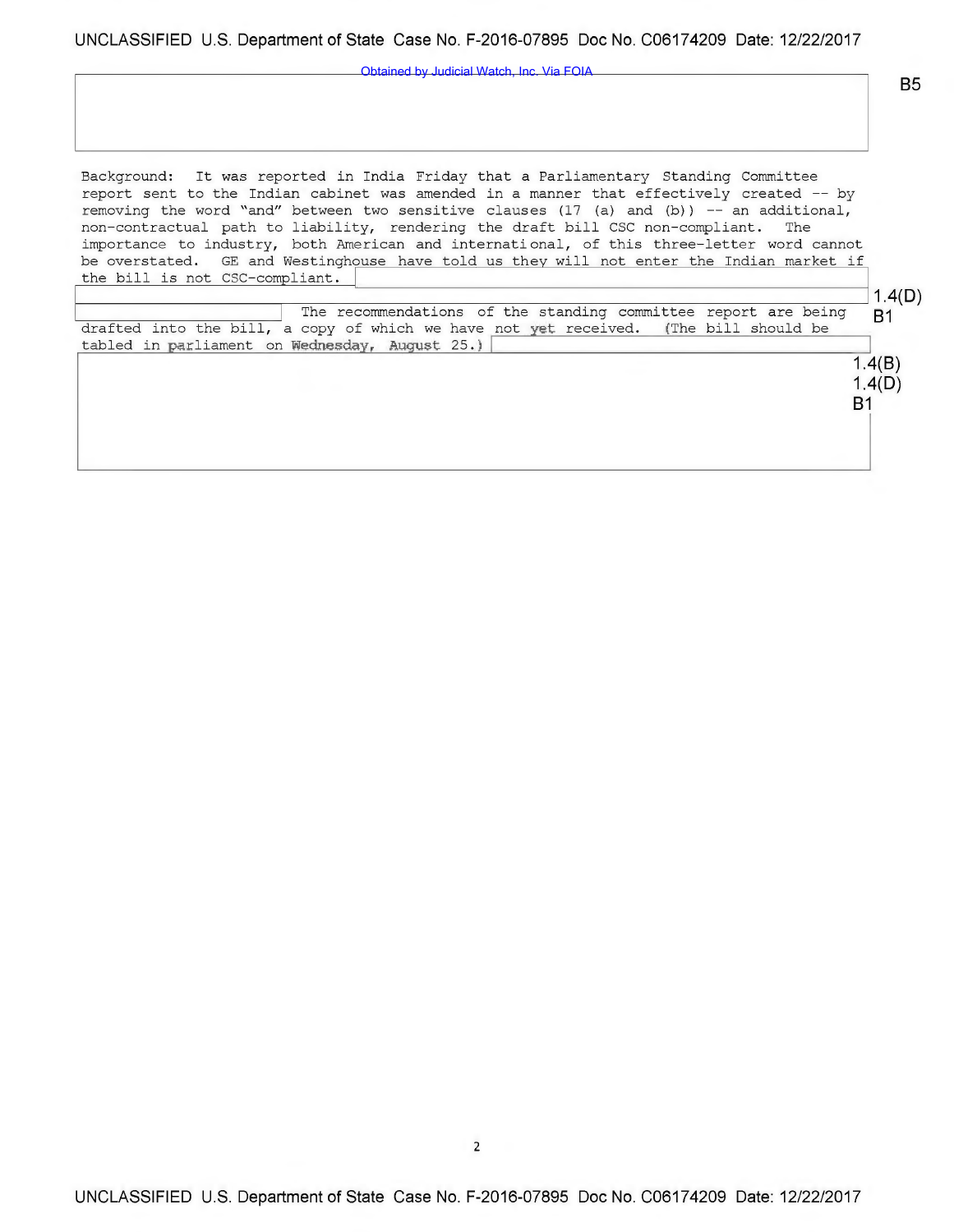B5

Background: It was reported in India Friday that a Parliamentary Standing Committee report sent to the Indian cabinet was amended in a manner that effectively created -- by removing the word "and" between two sensitive clauses (17 (a) and (b)) -- an additional, non-contractual path to liability, rendering the draft bill CSC non-compliant. The importance to industry, both American and international, of this three-letter word cannot be overstated. GE and Westinghouse have told us they will not enter the Indian market if the bill is not CSC-compliant.

1.4(D)
B1

The recommendations of the standing committee report are being drafted into the bill, a copy of which we have not yet received. (The bill should be tabled in parliament on Wednesday, August 25.)

1.4(B)
1.4(D)
B1